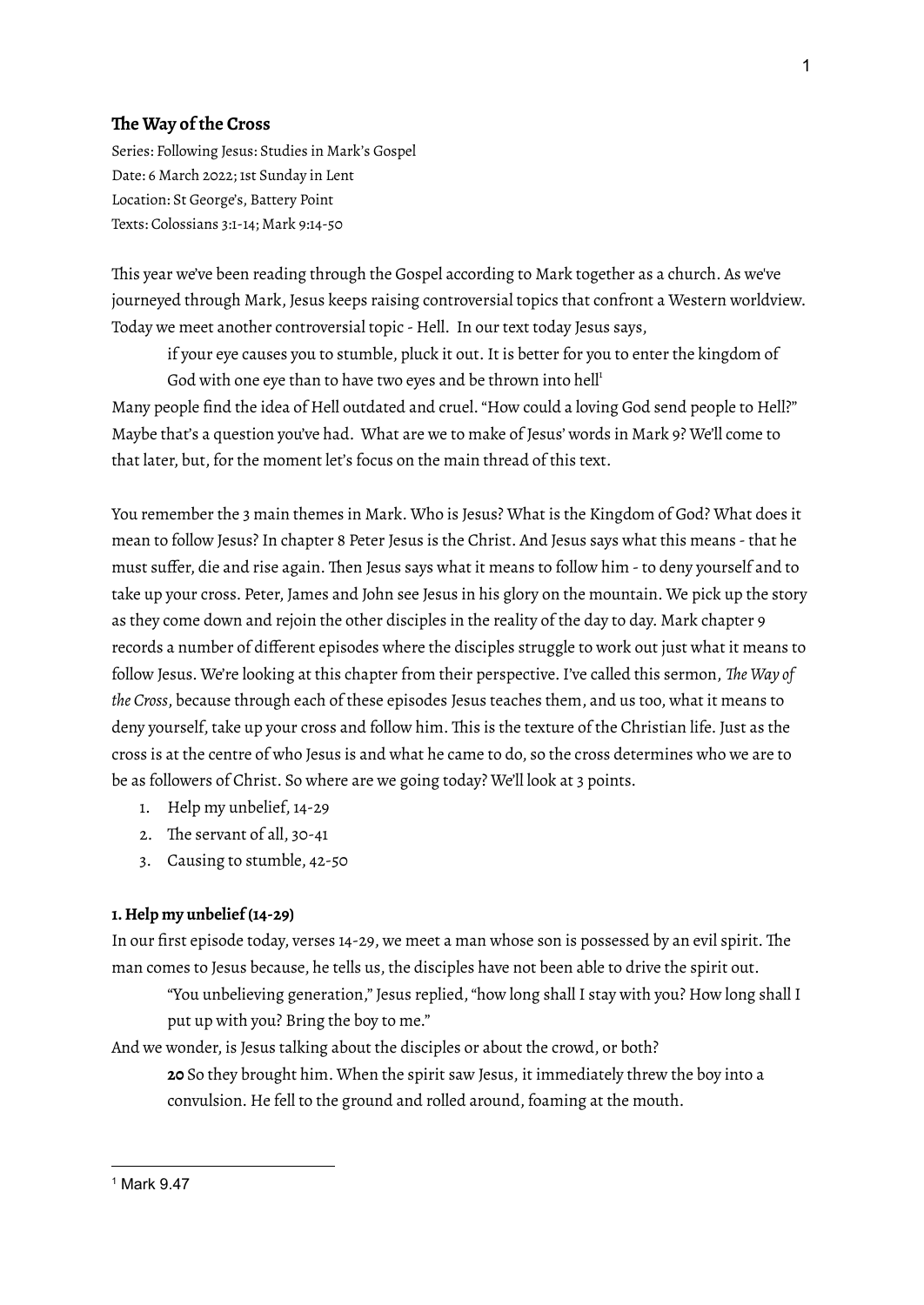**The Way of the Cross**

Series: Following Jesus: Studies in Mark's Gospel
Date: 6 March 2022; 1st Sunday in Lent
Location: St George's, Battery Point
Texts: Colossians 3:1-14; Mark 9:14-50

This year we've been reading through the Gospel according to Mark together as a church. As we've journeyed through Mark, Jesus keeps raising controversial topics that confront a Western worldview. Today we meet another controversial topic - Hell. In our text today Jesus says,

> if your eye causes you to stumble, pluck it out. It is better for you to enter the kingdom of God with one eye than to have two eyes and be thrown into hell[1]

Many people find the idea of Hell outdated and cruel. "How could a loving God send people to Hell?" Maybe that's a question you've had. What are we to make of Jesus' words in Mark 9? We'll come to that later, but, for the moment let's focus on the main thread of this text.

You remember the 3 main themes in Mark. Who is Jesus? What is the Kingdom of God? What does it mean to follow Jesus? In chapter 8 Peter Jesus is the Christ. And Jesus says what this means - that he must suffer, die and rise again. Then Jesus says what it means to follow him - to deny yourself and to take up your cross. Peter, James and John see Jesus in his glory on the mountain. We pick up the story as they come down and rejoin the other disciples in the reality of the day to day. Mark chapter 9 records a number of different episodes where the disciples struggle to work out just what it means to follow Jesus. We're looking at this chapter from their perspective. I've called this sermon, *The Way of the Cross*, because through each of these episodes Jesus teaches them, and us too, what it means to deny yourself, take up your cross and follow him. This is the texture of the Christian life. Just as the cross is at the centre of who Jesus is and what he came to do, so the cross determines who we are to be as followers of Christ. So where are we going today? We'll look at 3 points.

1. Help my unbelief, 14-29
2. The servant of all, 30-41
3. Causing to stumble, 42-50

**1. Help my unbelief (14-29)**

In our first episode today, verses 14-29, we meet a man whose son is possessed by an evil spirit. The man comes to Jesus because, he tells us, the disciples have not been able to drive the spirit out.

> "You unbelieving generation," Jesus replied, "how long shall I stay with you? How long shall I put up with you? Bring the boy to me."

And we wonder, is Jesus talking about the disciples or about the crowd, or both?

> **20** So they brought him. When the spirit saw Jesus, it immediately threw the boy into a convulsion. He fell to the ground and rolled around, foaming at the mouth.

---

[1] Mark 9.47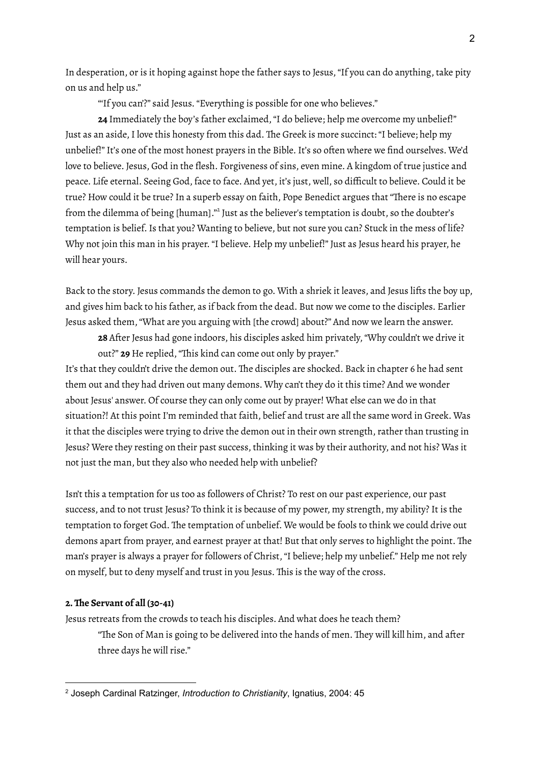In desperation, or is it hoping against hope the father says to Jesus, "If you can do anything, take pity on us and help us."

"'If you can'?" said Jesus. "Everything is possible for one who believes."

**24** Immediately the boy's father exclaimed, "I do believe; help me overcome my unbelief!" Just as an aside, I love this honesty from this dad. The Greek is more succinct: "I believe; help my unbelief!" It's one of the most honest prayers in the Bible. It's so often where we find ourselves. We'd love to believe. Jesus, God in the flesh. Forgiveness of sins, even mine. A kingdom of true justice and peace. Life eternal. Seeing God, face to face. And yet, it's just, well, so difficult to believe. Could it be true? How could it be true? In a superb essay on faith, Pope Benedict argues that "There is no escape from the dilemma of being [human]."[2] Just as the believer's temptation is doubt, so the doubter's temptation is belief. Is that you? Wanting to believe, but not sure you can? Stuck in the mess of life? Why not join this man in his prayer. "I believe. Help my unbelief!" Just as Jesus heard his prayer, he will hear yours.

Back to the story. Jesus commands the demon to go. With a shriek it leaves, and Jesus lifts the boy up, and gives him back to his father, as if back from the dead. But now we come to the disciples. Earlier Jesus asked them, "What are you arguing with [the crowd] about?" And now we learn the answer.

> **28** After Jesus had gone indoors, his disciples asked him privately, "Why couldn't we drive it out?" **29** He replied, "This kind can come out only by prayer."

It's that they couldn't drive the demon out. The disciples are shocked. Back in chapter 6 he had sent them out and they had driven out many demons. Why can't they do it this time? And we wonder about Jesus' answer. Of course they can only come out by prayer! What else can we do in that situation?! At this point I'm reminded that faith, belief and trust are all the same word in Greek. Was it that the disciples were trying to drive the demon out in their own strength, rather than trusting in Jesus? Were they resting on their past success, thinking it was by their authority, and not his? Was it not just the man, but they also who needed help with unbelief?

Isn't this a temptation for us too as followers of Christ? To rest on our past experience, our past success, and to not trust Jesus? To think it is because of my power, my strength, my ability? It is the temptation to forget God. The temptation of unbelief. We would be fools to think we could drive out demons apart from prayer, and earnest prayer at that! But that only serves to highlight the point. The man's prayer is always a prayer for followers of Christ, "I believe; help my unbelief." Help me not rely on myself, but to deny myself and trust in you Jesus. This is the way of the cross.

**2. The Servant of all (30-41)**

Jesus retreats from the crowds to teach his disciples. And what does he teach them?

> "The Son of Man is going to be delivered into the hands of men. They will kill him, and after three days he will rise."

[2] Joseph Cardinal Ratzinger, *Introduction to Christianity*, Ignatius, 2004: 45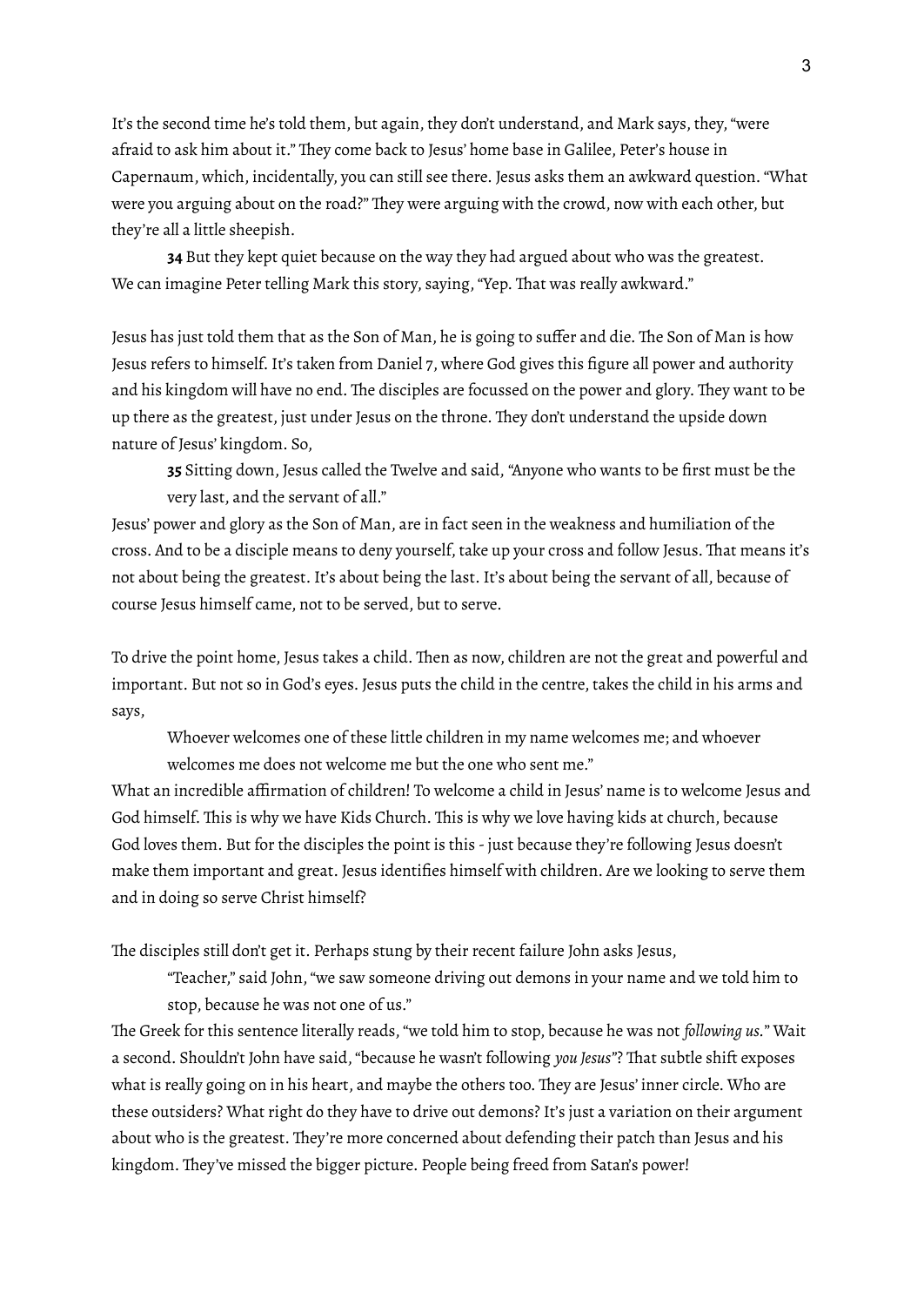It's the second time he's told them, but again, they don't understand, and Mark says, they, "were afraid to ask him about it." They come back to Jesus' home base in Galilee, Peter's house in Capernaum, which, incidentally, you can still see there. Jesus asks them an awkward question. "What were you arguing about on the road?" They were arguing with the crowd, now with each other, but they're all a little sheepish.

> **34** But they kept quiet because on the way they had argued about who was the greatest.

We can imagine Peter telling Mark this story, saying, "Yep. That was really awkward."

Jesus has just told them that as the Son of Man, he is going to suffer and die. The Son of Man is how Jesus refers to himself. It's taken from Daniel 7, where God gives this figure all power and authority and his kingdom will have no end. The disciples are focussed on the power and glory. They want to be up there as the greatest, just under Jesus on the throne. They don't understand the upside down nature of Jesus' kingdom. So,

> **35** Sitting down, Jesus called the Twelve and said, "Anyone who wants to be first must be the very last, and the servant of all."

Jesus' power and glory as the Son of Man, are in fact seen in the weakness and humiliation of the cross. And to be a disciple means to deny yourself, take up your cross and follow Jesus. That means it's not about being the greatest. It's about being the last. It's about being the servant of all, because of course Jesus himself came, not to be served, but to serve.

To drive the point home, Jesus takes a child. Then as now, children are not the great and powerful and important. But not so in God's eyes. Jesus puts the child in the centre, takes the child in his arms and says,

> Whoever welcomes one of these little children in my name welcomes me; and whoever welcomes me does not welcome me but the one who sent me."

What an incredible affirmation of children! To welcome a child in Jesus' name is to welcome Jesus and God himself. This is why we have Kids Church. This is why we love having kids at church, because God loves them. But for the disciples the point is this - just because they're following Jesus doesn't make them important and great. Jesus identifies himself with children. Are we looking to serve them and in doing so serve Christ himself?

The disciples still don't get it. Perhaps stung by their recent failure John asks Jesus,

> "Teacher," said John, "we saw someone driving out demons in your name and we told him to stop, because he was not one of us."

The Greek for this sentence literally reads, "we told him to stop, because he was not *following us.*" Wait a second. Shouldn't John have said, "because he wasn't following *you Jesus*"? That subtle shift exposes what is really going on in his heart, and maybe the others too. They are Jesus' inner circle. Who are these outsiders? What right do they have to drive out demons? It's just a variation on their argument about who is the greatest. They're more concerned about defending their patch than Jesus and his kingdom. They've missed the bigger picture. People being freed from Satan's power!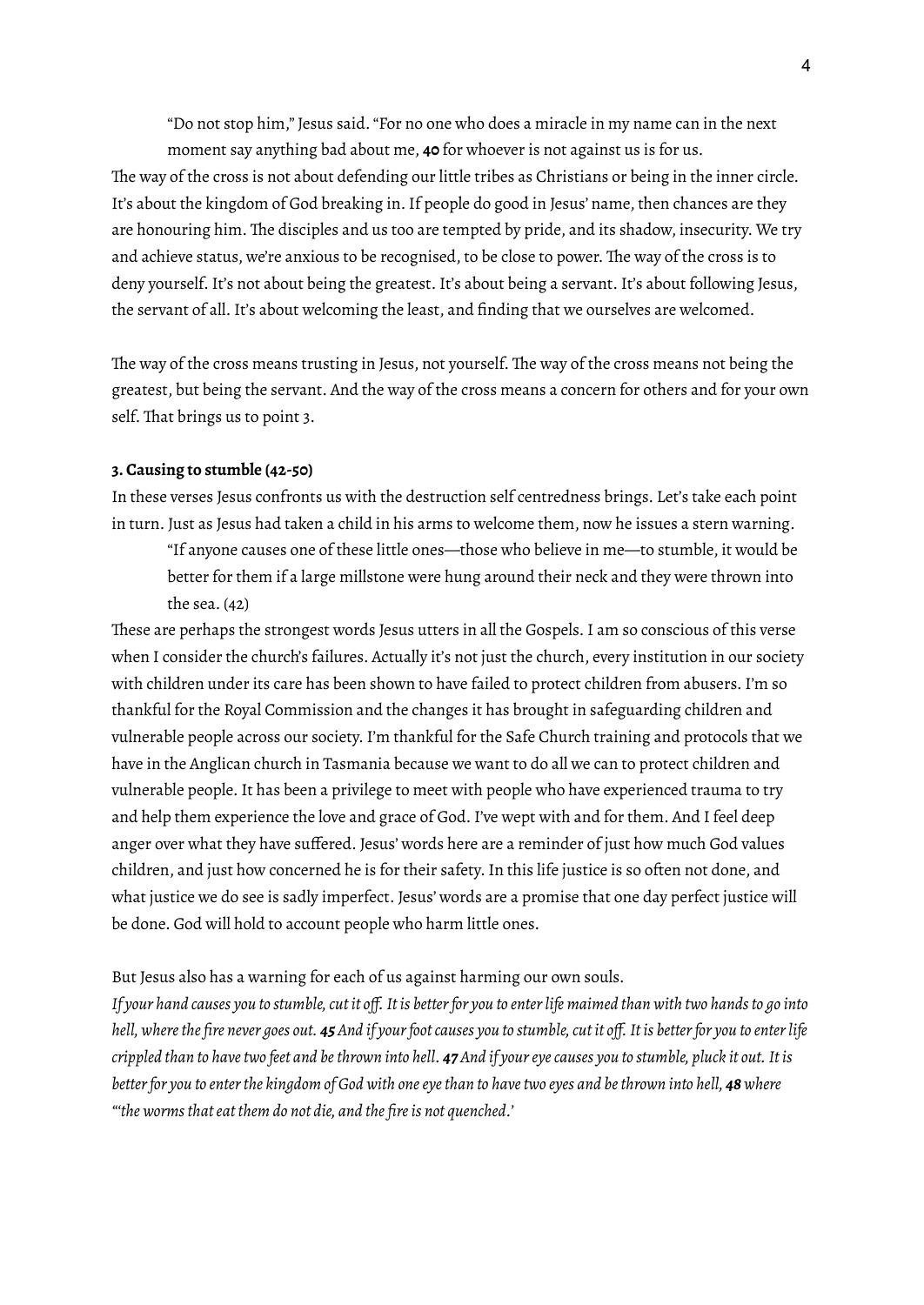> "Do not stop him," Jesus said. "For no one who does a miracle in my name can in the next moment say anything bad about me, **40** for whoever is not against us is for us.

The way of the cross is not about defending our little tribes as Christians or being in the inner circle. It's about the kingdom of God breaking in. If people do good in Jesus' name, then chances are they are honouring him. The disciples and us too are tempted by pride, and its shadow, insecurity. We try and achieve status, we're anxious to be recognised, to be close to power. The way of the cross is to deny yourself. It's not about being the greatest. It's about being a servant. It's about following Jesus, the servant of all. It's about welcoming the least, and finding that we ourselves are welcomed.

The way of the cross means trusting in Jesus, not yourself. The way of the cross means not being the greatest, but being the servant. And the way of the cross means a concern for others and for your own self. That brings us to point 3.

**3. Causing to stumble (42-50)**

In these verses Jesus confronts us with the destruction self centredness brings. Let's take each point in turn. Just as Jesus had taken a child in his arms to welcome them, now he issues a stern warning.

> "If anyone causes one of these little ones—those who believe in me—to stumble, it would be better for them if a large millstone were hung around their neck and they were thrown into the sea. (42)

These are perhaps the strongest words Jesus utters in all the Gospels. I am so conscious of this verse when I consider the church's failures. Actually it's not just the church, every institution in our society with children under its care has been shown to have failed to protect children from abusers. I'm so thankful for the Royal Commission and the changes it has brought in safeguarding children and vulnerable people across our society. I'm thankful for the Safe Church training and protocols that we have in the Anglican church in Tasmania because we want to do all we can to protect children and vulnerable people. It has been a privilege to meet with people who have experienced trauma to try and help them experience the love and grace of God. I've wept with and for them. And I feel deep anger over what they have suffered. Jesus' words here are a reminder of just how much God values children, and just how concerned he is for their safety. In this life justice is so often not done, and what justice we do see is sadly imperfect. Jesus' words are a promise that one day perfect justice will be done. God will hold to account people who harm little ones.

But Jesus also has a warning for each of us against harming our own souls.

*If your hand causes you to stumble, cut it off. It is better for you to enter life maimed than with two hands to go into hell, where the fire never goes out.* ***45*** *And if your foot causes you to stumble, cut it off. It is better for you to enter life crippled than to have two feet and be thrown into hell.* ***47*** *And if your eye causes you to stumble, pluck it out. It is better for you to enter the kingdom of God with one eye than to have two eyes and be thrown into hell,* ***48*** *where "'the worms that eat them do not die, and the fire is not quenched.'*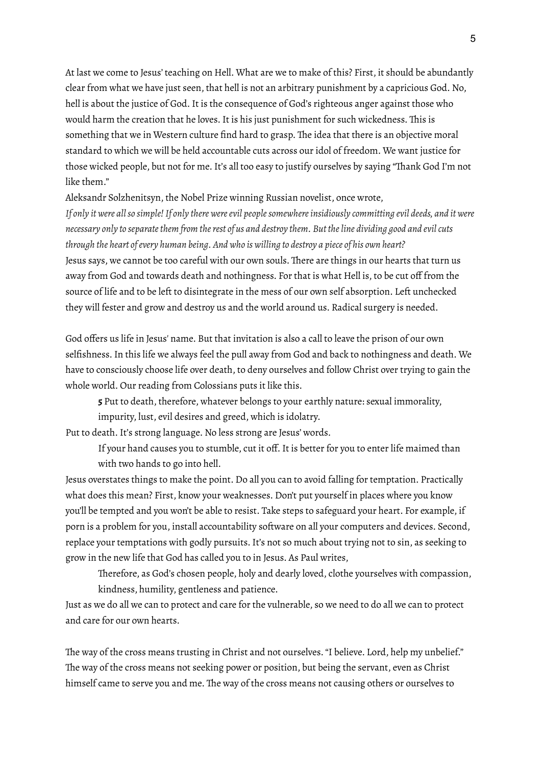At last we come to Jesus' teaching on Hell. What are we to make of this? First, it should be abundantly clear from what we have just seen, that hell is not an arbitrary punishment by a capricious God. No, hell is about the justice of God. It is the consequence of God's righteous anger against those who would harm the creation that he loves. It is his just punishment for such wickedness. This is something that we in Western culture find hard to grasp. The idea that there is an objective moral standard to which we will be held accountable cuts across our idol of freedom. We want justice for those wicked people, but not for me. It's all too easy to justify ourselves by saying "Thank God I'm not like them."

Aleksandr Solzhenitsyn, the Nobel Prize winning Russian novelist, once wrote,

*If only it were all so simple! If only there were evil people somewhere insidiously committing evil deeds, and it were necessary only to separate them from the rest of us and destroy them. But the line dividing good and evil cuts through the heart of every human being. And who is willing to destroy a piece of his own heart?*

Jesus says, we cannot be too careful with our own souls. There are things in our hearts that turn us away from God and towards death and nothingness. For that is what Hell is, to be cut off from the source of life and to be left to disintegrate in the mess of our own self absorption. Left unchecked they will fester and grow and destroy us and the world around us. Radical surgery is needed.

God offers us life in Jesus' name. But that invitation is also a call to leave the prison of our own selfishness. In this life we always feel the pull away from God and back to nothingness and death. We have to consciously choose life over death, to deny ourselves and follow Christ over trying to gain the whole world. Our reading from Colossians puts it like this.

> **5** Put to death, therefore, whatever belongs to your earthly nature: sexual immorality, impurity, lust, evil desires and greed, which is idolatry.

Put to death. It's strong language. No less strong are Jesus' words.

> If your hand causes you to stumble, cut it off. It is better for you to enter life maimed than with two hands to go into hell.

Jesus overstates things to make the point. Do all you can to avoid falling for temptation. Practically what does this mean? First, know your weaknesses. Don't put yourself in places where you know you'll be tempted and you won't be able to resist. Take steps to safeguard your heart. For example, if porn is a problem for you, install accountability software on all your computers and devices. Second, replace your temptations with godly pursuits. It's not so much about trying not to sin, as seeking to grow in the new life that God has called you to in Jesus. As Paul writes,

> Therefore, as God's chosen people, holy and dearly loved, clothe yourselves with compassion, kindness, humility, gentleness and patience.

Just as we do all we can to protect and care for the vulnerable, so we need to do all we can to protect and care for our own hearts.

The way of the cross means trusting in Christ and not ourselves. "I believe. Lord, help my unbelief." The way of the cross means not seeking power or position, but being the servant, even as Christ himself came to serve you and me. The way of the cross means not causing others or ourselves to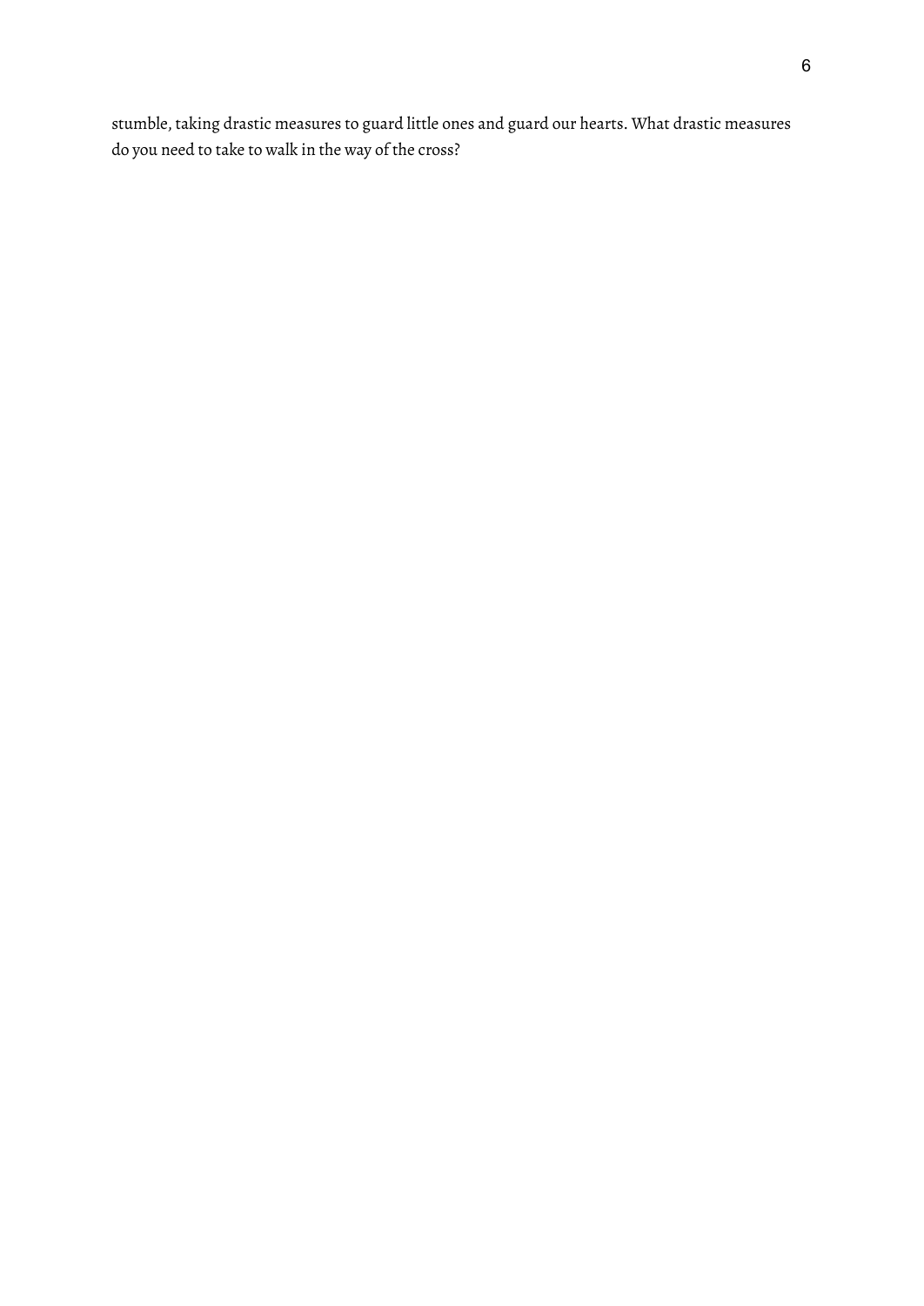stumble, taking drastic measures to guard little ones and guard our hearts. What drastic measures do you need to take to walk in the way of the cross?